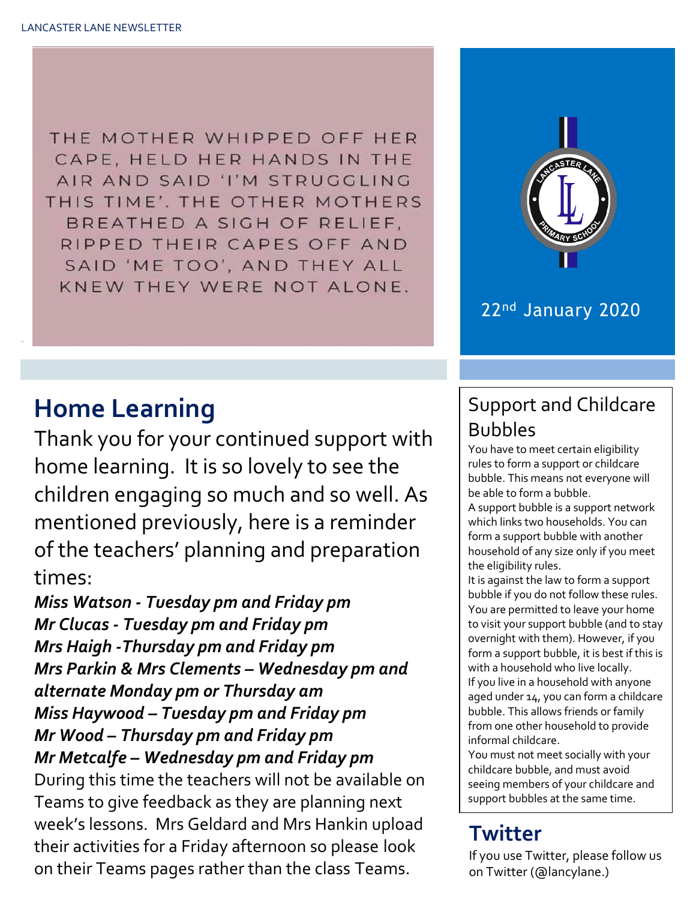THE MOTHER WHIPPED OFF HER CAPE, HELD HER HANDS IN THE AIR AND SAID 'I'M STRUGGLING THIS TIME'. THE OTHER MOTHERS BREATHED A SIGH OF RELIEF, RIPPED THEIR CAPES OFF AND SAID 'ME TOO', AND THEY ALL KNEW THEY WERE NOT ALONE.

LANCASTER LANE PRIMARY SCHOOL

22nd January 2020

## Home Learning

Thank you for your continued support with home learning. It is so lovely to see the children engaging so much and so well. As mentioned previously, here is a reminder of the teachers' planning and preparation times:

***Miss Watson - Tuesday pm and Friday pm***
***Mr Clucas - Tuesday pm and Friday pm***
***Mrs Haigh -Thursday pm and Friday pm***
***Mrs Parkin & Mrs Clements – Wednesday pm and alternate Monday pm or Thursday am***
***Miss Haywood – Tuesday pm and Friday pm***
***Mr Wood – Thursday pm and Friday pm***
***Mr Metcalfe – Wednesday pm and Friday pm***

During this time the teachers will not be available on Teams to give feedback as they are planning next week's lessons. Mrs Geldard and Mrs Hankin upload their activities for a Friday afternoon so please look on their Teams pages rather than the class Teams.

## Support and Childcare Bubbles

You have to meet certain eligibility rules to form a support or childcare bubble. This means not everyone will be able to form a bubble.

A support bubble is a support network which links two households. You can form a support bubble with another household of any size only if you meet the eligibility rules.

It is against the law to form a support bubble if you do not follow these rules. You are permitted to leave your home to visit your support bubble (and to stay overnight with them). However, if you form a support bubble, it is best if this is with a household who live locally.

If you live in a household with anyone aged under 14, you can form a childcare bubble. This allows friends or family from one other household to provide informal childcare.

You must not meet socially with your childcare bubble, and must avoid seeing members of your childcare and support bubbles at the same time.

## Twitter

If you use Twitter, please follow us on Twitter (@lancylane.)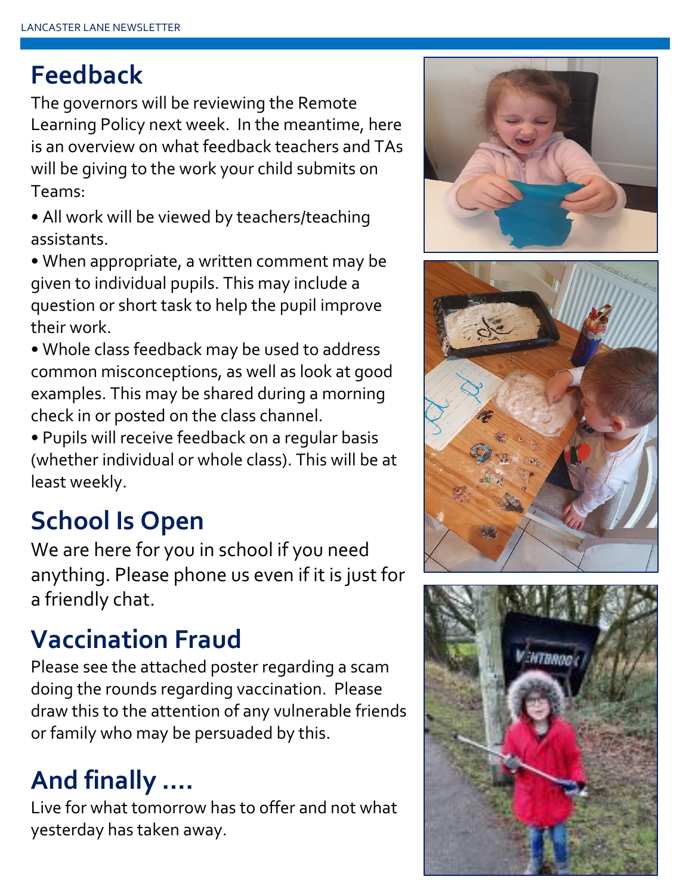## Feedback

The governors will be reviewing the Remote Learning Policy next week. In the meantime, here is an overview on what feedback teachers and TAs will be giving to the work your child submits on Teams:

- All work will be viewed by teachers/teaching assistants.
- When appropriate, a written comment may be given to individual pupils. This may include a question or short task to help the pupil improve their work.
- Whole class feedback may be used to address common misconceptions, as well as look at good examples. This may be shared during a morning check in or posted on the class channel.
- Pupils will receive feedback on a regular basis (whether individual or whole class). This will be at least weekly.

## School Is Open

We are here for you in school if you need anything. Please phone us even if it is just for a friendly chat.

## Vaccination Fraud

Please see the attached poster regarding a scam doing the rounds regarding vaccination. Please draw this to the attention of any vulnerable friends or family who may be persuaded by this.

## And finally ....

Live for what tomorrow has to offer and not what yesterday has taken away.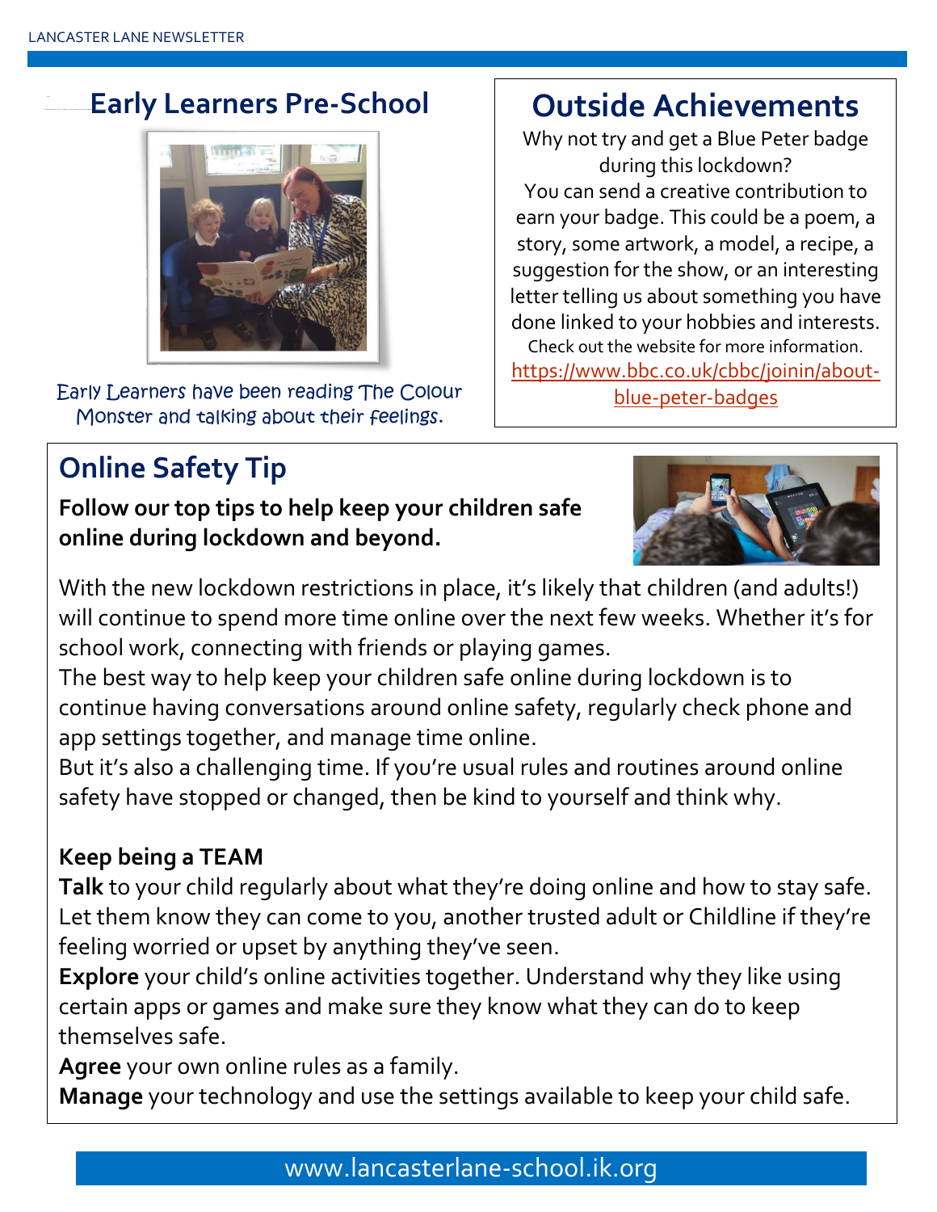## Early Learners Pre-School

Early Learners have been reading The Colour Monster and talking about their feelings.

## Outside Achievements

Why not try and get a Blue Peter badge during this lockdown?

You can send a creative contribution to earn your badge. This could be a poem, a story, some artwork, a model, a recipe, a suggestion for the show, or an interesting letter telling us about something you have done linked to your hobbies and interests.

Check out the website for more information.

https://www.bbc.co.uk/cbbc/joinin/about-blue-peter-badges

## Online Safety Tip

**Follow our top tips to help keep your children safe online during lockdown and beyond.**

With the new lockdown restrictions in place, it's likely that children (and adults!) will continue to spend more time online over the next few weeks. Whether it's for school work, connecting with friends or playing games.

The best way to help keep your children safe online during lockdown is to continue having conversations around online safety, regularly check phone and app settings together, and manage time online.

But it's also a challenging time. If you're usual rules and routines around online safety have stopped or changed, then be kind to yourself and think why.

**Keep being a TEAM**

**Talk** to your child regularly about what they're doing online and how to stay safe. Let them know they can come to you, another trusted adult or Childline if they're feeling worried or upset by anything they've seen.

**Explore** your child's online activities together. Understand why they like using certain apps or games and make sure they know what they can do to keep themselves safe.

**Agree** your own online rules as a family.

**Manage** your technology and use the settings available to keep your child safe.